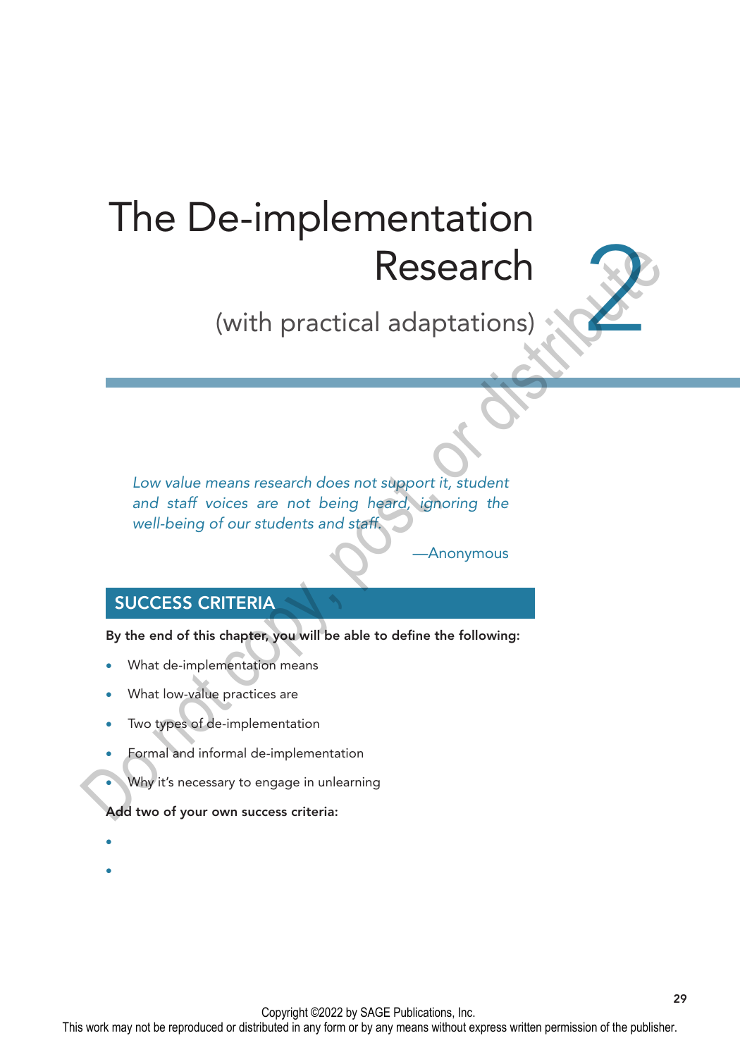# 2 The De-implementation Research

## (with practical adaptations)

*Low value means research does not support it, student and staff voices are not being heard, ignoring the well-being of our students and staff.*

—Anonymous

## SUCCESS CRITERIA

**By the end of this chapter, you will be able to define the following:**

- What de-implementation means
- What low-value practices are
- Two types of de-implementation
- Formal and informal de-implementation
- Why it's necessary to engage in unlearning

**Add two of your own success criteria:**

- 
-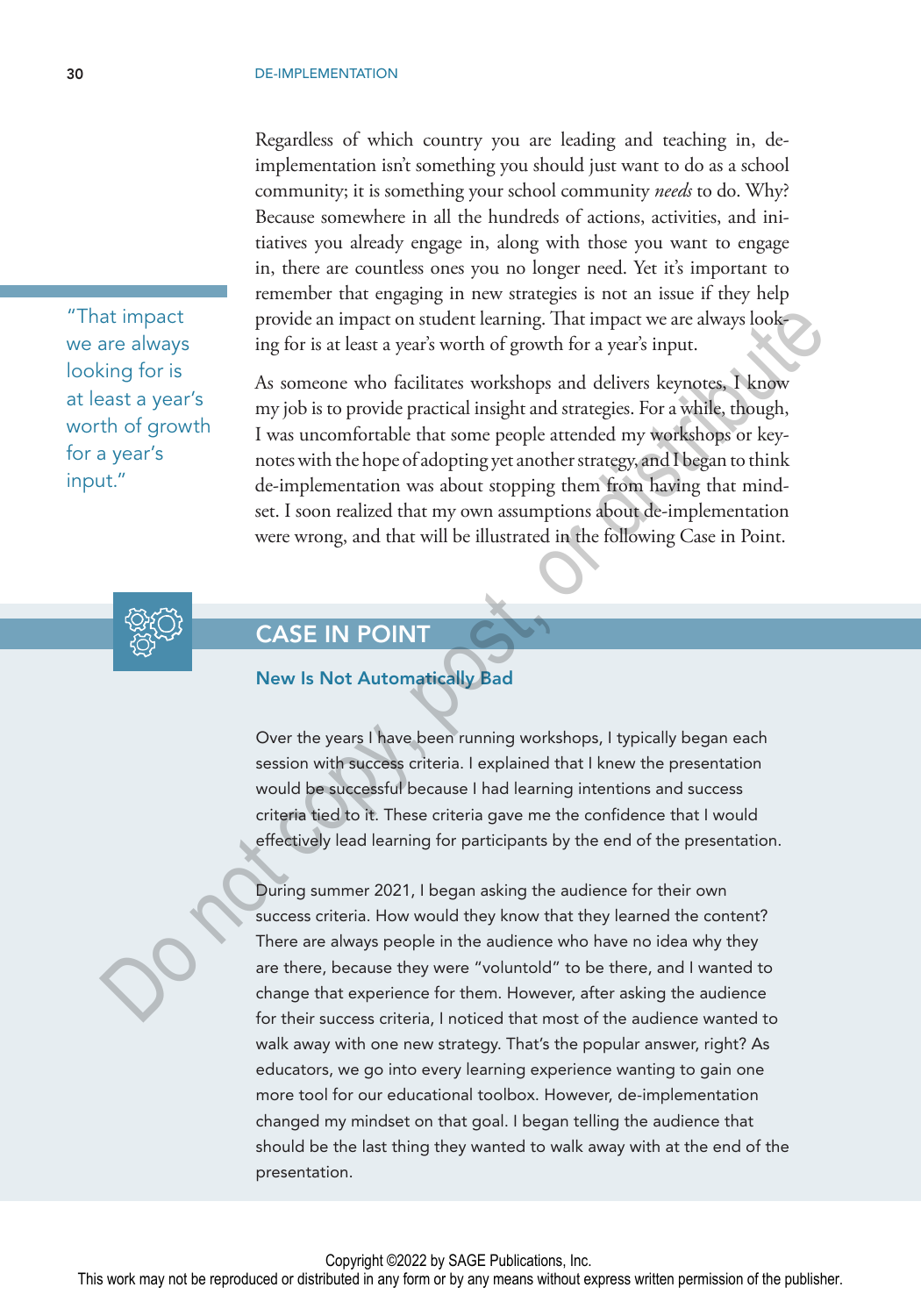Regardless of which country you are leading and teaching in, de-implementation isn't something you should just want to do as a school community; it is something your school community *needs* to do. Why? Because somewhere in all the hundreds of actions, activities, and initiatives you already engage in, along with those you want to engage in, there are countless ones you no longer need. Yet it's important to remember that engaging in new strategies is not an issue if they help provide an impact on student learning. That impact we are always looking for is at least a year's worth of growth for a year's input.

> "That impact we are always looking for is at least a year's worth of growth for a year's input."

As someone who facilitates workshops and delivers keynotes, I know my job is to provide practical insight and strategies. For a while, though, I was uncomfortable that some people attended my workshops or keynotes with the hope of adopting yet another strategy, and I began to think de-implementation was about stopping them from having that mindset. I soon realized that my own assumptions about de-implementation were wrong, and that will be illustrated in the following Case in Point.

## CASE IN POINT

### New Is Not Automatically Bad

Over the years I have been running workshops, I typically began each session with success criteria. I explained that I knew the presentation would be successful because I had learning intentions and success criteria tied to it. These criteria gave me the confidence that I would effectively lead learning for participants by the end of the presentation.

During summer 2021, I began asking the audience for their own success criteria. How would they know that they learned the content? There are always people in the audience who have no idea why they are there, because they were "voluntold" to be there, and I wanted to change that experience for them. However, after asking the audience for their success criteria, I noticed that most of the audience wanted to walk away with one new strategy. That's the popular answer, right? As educators, we go into every learning experience wanting to gain one more tool for our educational toolbox. However, de-implementation changed my mindset on that goal. I began telling the audience that should be the last thing they wanted to walk away with at the end of the presentation.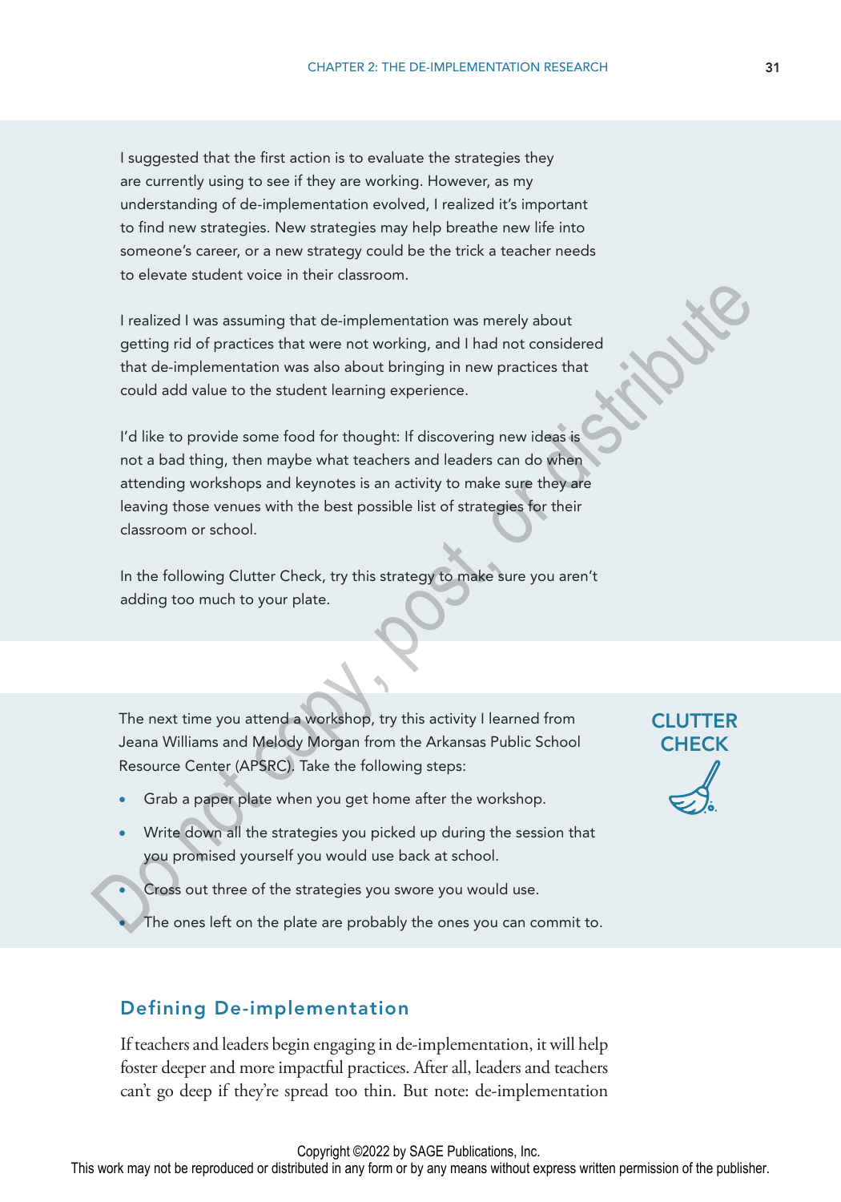I suggested that the first action is to evaluate the strategies they are currently using to see if they are working. However, as my understanding of de-implementation evolved, I realized it's important to find new strategies. New strategies may help breathe new life into someone's career, or a new strategy could be the trick a teacher needs to elevate student voice in their classroom.

I realized I was assuming that de-implementation was merely about getting rid of practices that were not working, and I had not considered that de-implementation was also about bringing in new practices that could add value to the student learning experience.

I'd like to provide some food for thought: If discovering new ideas is not a bad thing, then maybe what teachers and leaders can do when attending workshops and keynotes is an activity to make sure they are leaving those venues with the best possible list of strategies for their classroom or school.

In the following Clutter Check, try this strategy to make sure you aren't adding too much to your plate.

**CLUTTER CHECK**

The next time you attend a workshop, try this activity I learned from Jeana Williams and Melody Morgan from the Arkansas Public School Resource Center (APSRC). Take the following steps:

- Grab a paper plate when you get home after the workshop.
- Write down all the strategies you picked up during the session that you promised yourself you would use back at school.
- Cross out three of the strategies you swore you would use.
- The ones left on the plate are probably the ones you can commit to.

## Defining De-implementation

If teachers and leaders begin engaging in de-implementation, it will help foster deeper and more impactful practices. After all, leaders and teachers can't go deep if they're spread too thin. But note: de-implementation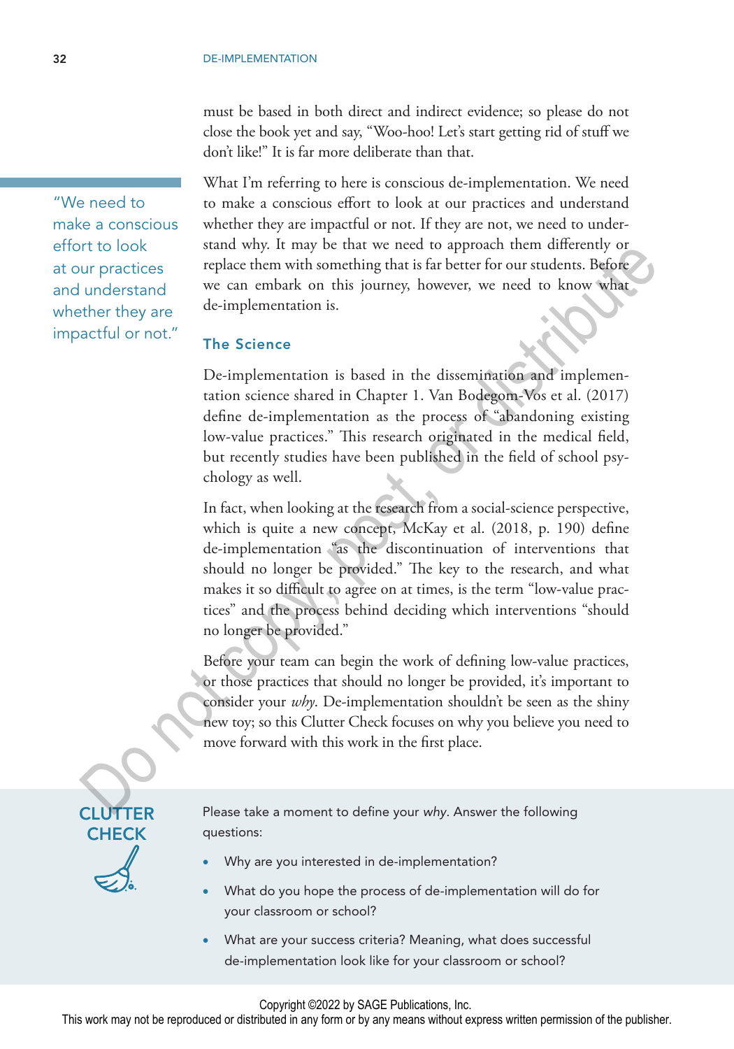must be based in both direct and indirect evidence; so please do not close the book yet and say, "Woo-hoo! Let's start getting rid of stuff we don't like!" It is far more deliberate than that.

> "We need to make a conscious effort to look at our practices and understand whether they are impactful or not."

What I'm referring to here is conscious de-implementation. We need to make a conscious effort to look at our practices and understand whether they are impactful or not. If they are not, we need to understand why. It may be that we need to approach them differently or replace them with something that is far better for our students. Before we can embark on this journey, however, we need to know what de-implementation is.

## The Science

De-implementation is based in the dissemination and implementation science shared in Chapter 1. Van Bodegom-Vos et al. (2017) define de-implementation as the process of "abandoning existing low-value practices." This research originated in the medical field, but recently studies have been published in the field of school psychology as well.

In fact, when looking at the research from a social-science perspective, which is quite a new concept, McKay et al. (2018, p. 190) define de-implementation "as the discontinuation of interventions that should no longer be provided." The key to the research, and what makes it so difficult to agree on at times, is the term "low-value practices" and the process behind deciding which interventions "should no longer be provided."

Before your team can begin the work of defining low-value practices, or those practices that should no longer be provided, it's important to consider your *why*. De-implementation shouldn't be seen as the shiny new toy; so this Clutter Check focuses on why you believe you need to move forward with this work in the first place.

**CLUTTER CHECK**

Please take a moment to define your *why*. Answer the following questions:

- Why are you interested in de-implementation?
- What do you hope the process of de-implementation will do for your classroom or school?
- What are your success criteria? Meaning, what does successful de-implementation look like for your classroom or school?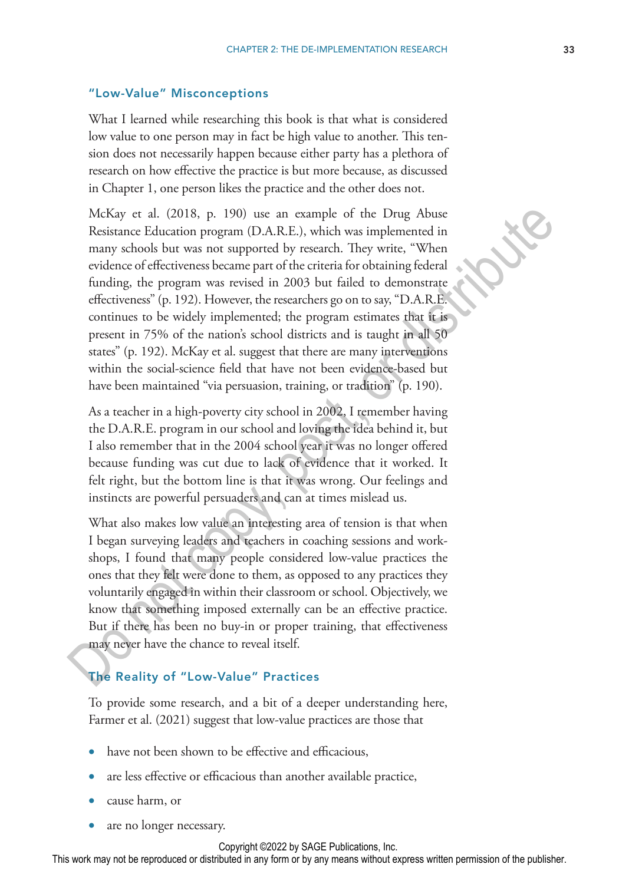### "Low-Value" Misconceptions

What I learned while researching this book is that what is considered low value to one person may in fact be high value to another. This tension does not necessarily happen because either party has a plethora of research on how effective the practice is but more because, as discussed in Chapter 1, one person likes the practice and the other does not.

McKay et al. (2018, p. 190) use an example of the Drug Abuse Resistance Education program (D.A.R.E.), which was implemented in many schools but was not supported by research. They write, "When evidence of effectiveness became part of the criteria for obtaining federal funding, the program was revised in 2003 but failed to demonstrate effectiveness" (p. 192). However, the researchers go on to say, "D.A.R.E. continues to be widely implemented; the program estimates that it is present in 75% of the nation's school districts and is taught in all 50 states" (p. 192). McKay et al. suggest that there are many interventions within the social-science field that have not been evidence-based but have been maintained "via persuasion, training, or tradition" (p. 190).

As a teacher in a high-poverty city school in 2002, I remember having the D.A.R.E. program in our school and loving the idea behind it, but I also remember that in the 2004 school year it was no longer offered because funding was cut due to lack of evidence that it worked. It felt right, but the bottom line is that it was wrong. Our feelings and instincts are powerful persuaders and can at times mislead us.

What also makes low value an interesting area of tension is that when I began surveying leaders and teachers in coaching sessions and workshops, I found that many people considered low-value practices the ones that they felt were done to them, as opposed to any practices they voluntarily engaged in within their classroom or school. Objectively, we know that something imposed externally can be an effective practice. But if there has been no buy-in or proper training, that effectiveness may never have the chance to reveal itself.

### The Reality of "Low-Value" Practices

To provide some research, and a bit of a deeper understanding here, Farmer et al. (2021) suggest that low-value practices are those that

- have not been shown to be effective and efficacious,
- are less effective or efficacious than another available practice,
- cause harm, or
- are no longer necessary.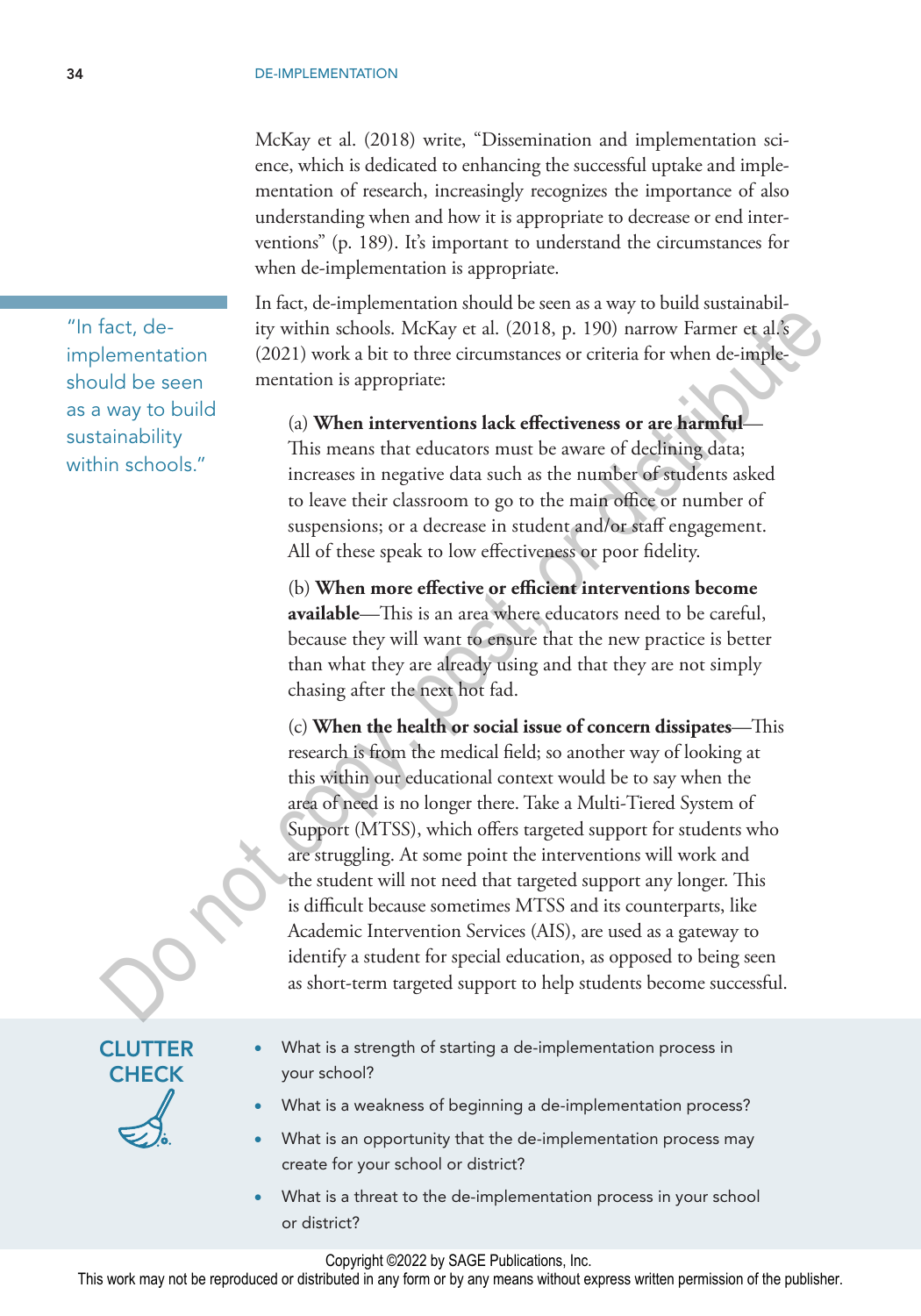McKay et al. (2018) write, "Dissemination and implementation science, which is dedicated to enhancing the successful uptake and implementation of research, increasingly recognizes the importance of also understanding when and how it is appropriate to decrease or end interventions" (p. 189). It's important to understand the circumstances for when de-implementation is appropriate.

> "In fact, de-implementation should be seen as a way to build sustainability within schools."

In fact, de-implementation should be seen as a way to build sustainability within schools. McKay et al. (2018, p. 190) narrow Farmer et al.'s (2021) work a bit to three circumstances or criteria for when de-implementation is appropriate:

(a) **When interventions lack effectiveness or are harmful**—This means that educators must be aware of declining data; increases in negative data such as the number of students asked to leave their classroom to go to the main office or number of suspensions; or a decrease in student and/or staff engagement. All of these speak to low effectiveness or poor fidelity.

(b) **When more effective or efficient interventions become available**—This is an area where educators need to be careful, because they will want to ensure that the new practice is better than what they are already using and that they are not simply chasing after the next hot fad.

(c) **When the health or social issue of concern dissipates**—This research is from the medical field; so another way of looking at this within our educational context would be to say when the area of need is no longer there. Take a Multi-Tiered System of Support (MTSS), which offers targeted support for students who are struggling. At some point the interventions will work and the student will not need that targeted support any longer. This is difficult because sometimes MTSS and its counterparts, like Academic Intervention Services (AIS), are used as a gateway to identify a student for special education, as opposed to being seen as short-term targeted support to help students become successful.

**CLUTTER CHECK**

- What is a strength of starting a de-implementation process in your school?
- What is a weakness of beginning a de-implementation process?
- What is an opportunity that the de-implementation process may create for your school or district?
- What is a threat to the de-implementation process in your school or district?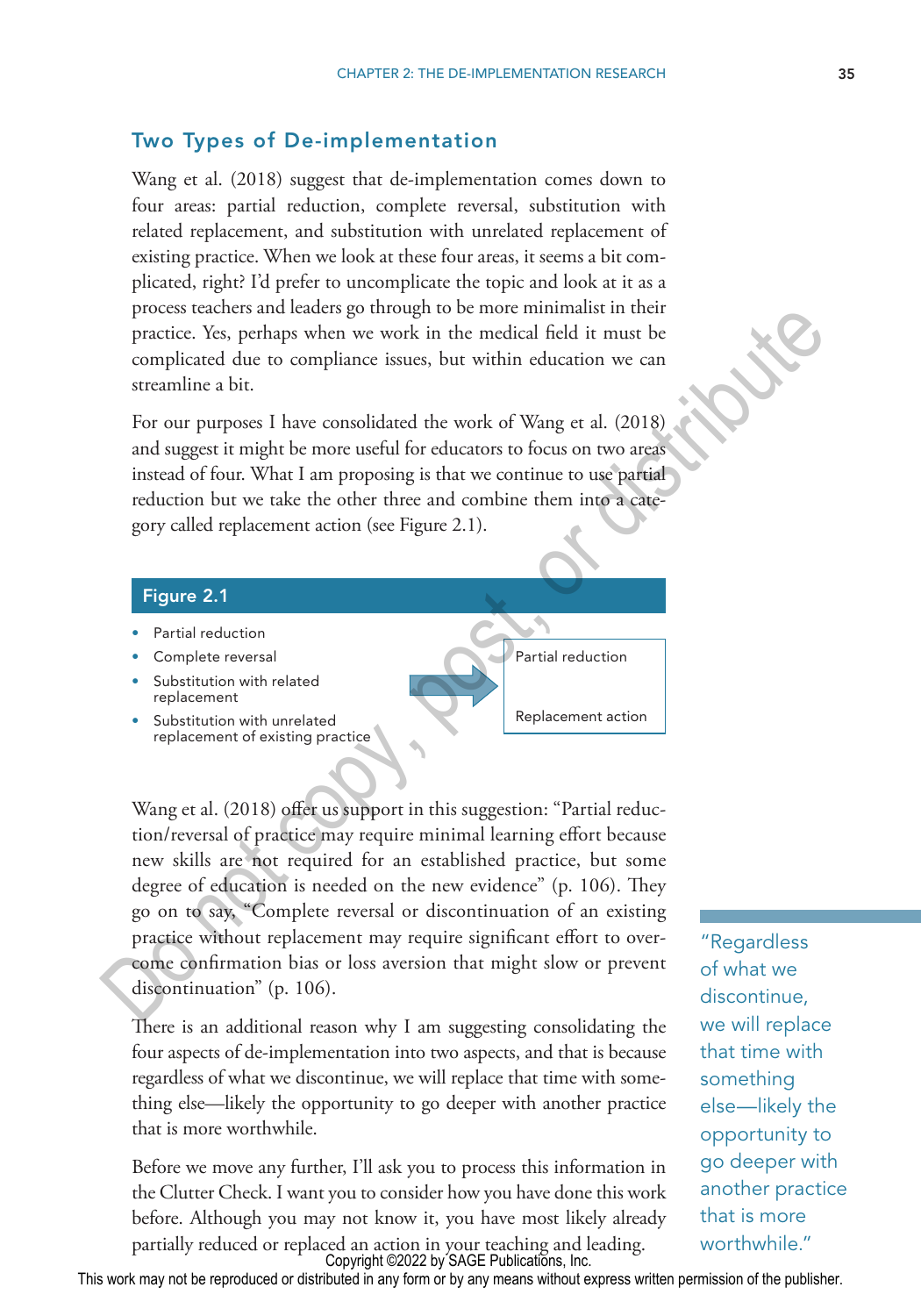## Two Types of De-implementation

Wang et al. (2018) suggest that de-implementation comes down to four areas: partial reduction, complete reversal, substitution with related replacement, and substitution with unrelated replacement of existing practice. When we look at these four areas, it seems a bit complicated, right? I'd prefer to uncomplicate the topic and look at it as a process teachers and leaders go through to be more minimalist in their practice. Yes, perhaps when we work in the medical field it must be complicated due to compliance issues, but within education we can streamline a bit.

For our purposes I have consolidated the work of Wang et al. (2018) and suggest it might be more useful for educators to focus on two areas instead of four. What I am proposing is that we continue to use partial reduction but we take the other three and combine them into a category called replacement action (see Figure 2.1).

**Figure 2.1**

- Partial reduction
- Complete reversal
- Substitution with related replacement
- Substitution with unrelated replacement of existing practice

→

- Partial reduction
- Replacement action

Wang et al. (2018) offer us support in this suggestion: "Partial reduction/reversal of practice may require minimal learning effort because new skills are not required for an established practice, but some degree of education is needed on the new evidence" (p. 106). They go on to say, "Complete reversal or discontinuation of an existing practice without replacement may require significant effort to overcome confirmation bias or loss aversion that might slow or prevent discontinuation" (p. 106).

There is an additional reason why I am suggesting consolidating the four aspects of de-implementation into two aspects, and that is because regardless of what we discontinue, we will replace that time with something else—likely the opportunity to go deeper with another practice that is more worthwhile.

> "Regardless of what we discontinue, we will replace that time with something else—likely the opportunity to go deeper with another practice that is more worthwhile."

Before we move any further, I'll ask you to process this information in the Clutter Check. I want you to consider how you have done this work before. Although you may not know it, you have most likely already partially reduced or replaced an action in your teaching and leading.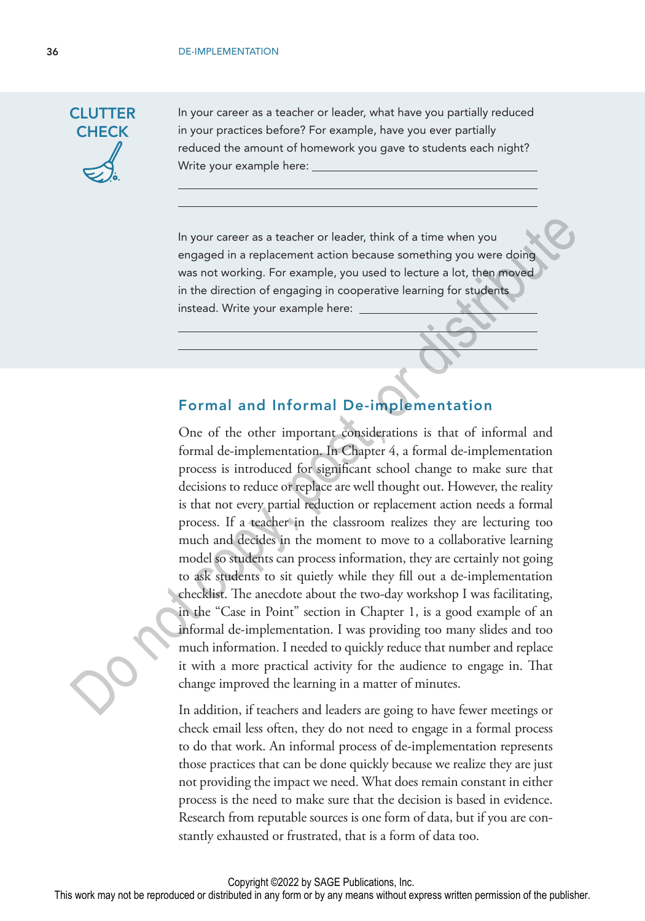**CLUTTER CHECK**

In your career as a teacher or leader, what have you partially reduced in your practices before? For example, have you ever partially reduced the amount of homework you gave to students each night? Write your example here: ______________________________

______________________________________________

______________________________________________

In your career as a teacher or leader, think of a time when you engaged in a replacement action because something you were doing was not working. For example, you used to lecture a lot, then moved in the direction of engaging in cooperative learning for students instead. Write your example here: ______________________________

______________________________________________

______________________________________________

## Formal and Informal De-implementation

One of the other important considerations is that of informal and formal de-implementation. In Chapter 4, a formal de-implementation process is introduced for significant school change to make sure that decisions to reduce or replace are well thought out. However, the reality is that not every partial reduction or replacement action needs a formal process. If a teacher in the classroom realizes they are lecturing too much and decides in the moment to move to a collaborative learning model so students can process information, they are certainly not going to ask students to sit quietly while they fill out a de-implementation checklist. The anecdote about the two-day workshop I was facilitating, in the "Case in Point" section in Chapter 1, is a good example of an informal de-implementation. I was providing too many slides and too much information. I needed to quickly reduce that number and replace it with a more practical activity for the audience to engage in. That change improved the learning in a matter of minutes.

In addition, if teachers and leaders are going to have fewer meetings or check email less often, they do not need to engage in a formal process to do that work. An informal process of de-implementation represents those practices that can be done quickly because we realize they are just not providing the impact we need. What does remain constant in either process is the need to make sure that the decision is based in evidence. Research from reputable sources is one form of data, but if you are constantly exhausted or frustrated, that is a form of data too.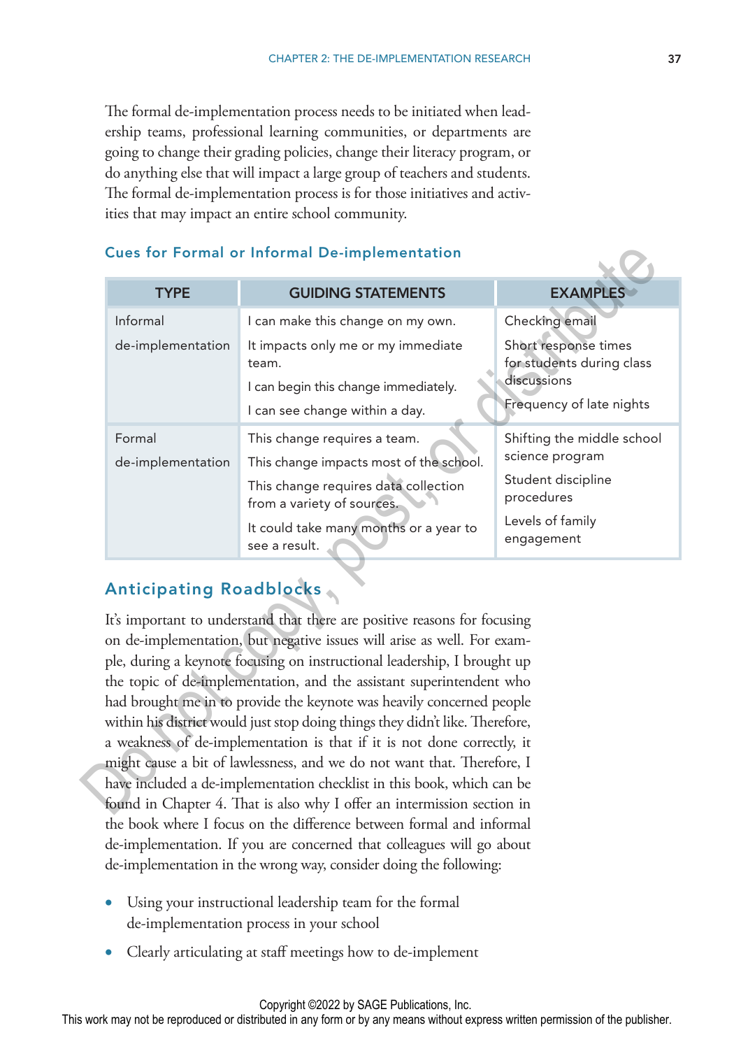The formal de-implementation process needs to be initiated when leadership teams, professional learning communities, or departments are going to change their grading policies, change their literacy program, or do anything else that will impact a large group of teachers and students. The formal de-implementation process is for those initiatives and activities that may impact an entire school community.

### Cues for Formal or Informal De-implementation

| TYPE | GUIDING STATEMENTS | EXAMPLES |
|---|---|---|
| Informal de-implementation | I can make this change on my own.<br>It impacts only me or my immediate team.<br>I can begin this change immediately.<br>I can see change within a day. | Checking email<br>Short response times for students during class discussions<br>Frequency of late nights |
| Formal de-implementation | This change requires a team.<br>This change impacts most of the school.<br>This change requires data collection from a variety of sources.<br>It could take many months or a year to see a result. | Shifting the middle school science program<br>Student discipline procedures<br>Levels of family engagement |

## Anticipating Roadblocks

It's important to understand that there are positive reasons for focusing on de-implementation, but negative issues will arise as well. For example, during a keynote focusing on instructional leadership, I brought up the topic of de-implementation, and the assistant superintendent who had brought me in to provide the keynote was heavily concerned people within his district would just stop doing things they didn't like. Therefore, a weakness of de-implementation is that if it is not done correctly, it might cause a bit of lawlessness, and we do not want that. Therefore, I have included a de-implementation checklist in this book, which can be found in Chapter 4. That is also why I offer an intermission section in the book where I focus on the difference between formal and informal de-implementation. If you are concerned that colleagues will go about de-implementation in the wrong way, consider doing the following:

- Using your instructional leadership team for the formal de-implementation process in your school
- Clearly articulating at staff meetings how to de-implement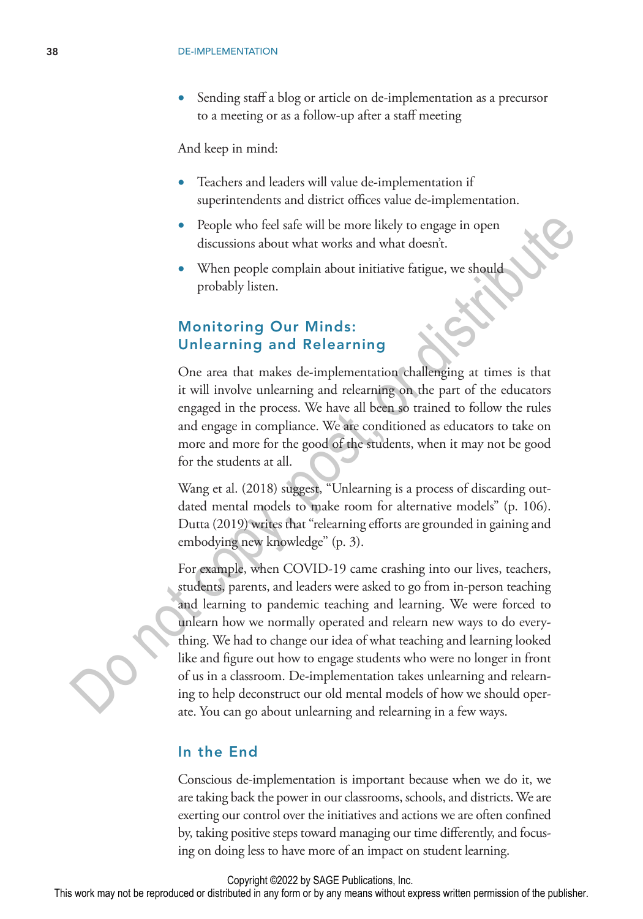- Sending staff a blog or article on de-implementation as a precursor to a meeting or as a follow-up after a staff meeting

And keep in mind:

- Teachers and leaders will value de-implementation if superintendents and district offices value de-implementation.
- People who feel safe will be more likely to engage in open discussions about what works and what doesn't.
- When people complain about initiative fatigue, we should probably listen.

## Monitoring Our Minds: Unlearning and Relearning

One area that makes de-implementation challenging at times is that it will involve unlearning and relearning on the part of the educators engaged in the process. We have all been so trained to follow the rules and engage in compliance. We are conditioned as educators to take on more and more for the good of the students, when it may not be good for the students at all.

Wang et al. (2018) suggest, "Unlearning is a process of discarding outdated mental models to make room for alternative models" (p. 106). Dutta (2019) writes that "relearning efforts are grounded in gaining and embodying new knowledge" (p. 3).

For example, when COVID-19 came crashing into our lives, teachers, students, parents, and leaders were asked to go from in-person teaching and learning to pandemic teaching and learning. We were forced to unlearn how we normally operated and relearn new ways to do everything. We had to change our idea of what teaching and learning looked like and figure out how to engage students who were no longer in front of us in a classroom. De-implementation takes unlearning and relearning to help deconstruct our old mental models of how we should operate. You can go about unlearning and relearning in a few ways.

## In the End

Conscious de-implementation is important because when we do it, we are taking back the power in our classrooms, schools, and districts. We are exerting our control over the initiatives and actions we are often confined by, taking positive steps toward managing our time differently, and focusing on doing less to have more of an impact on student learning.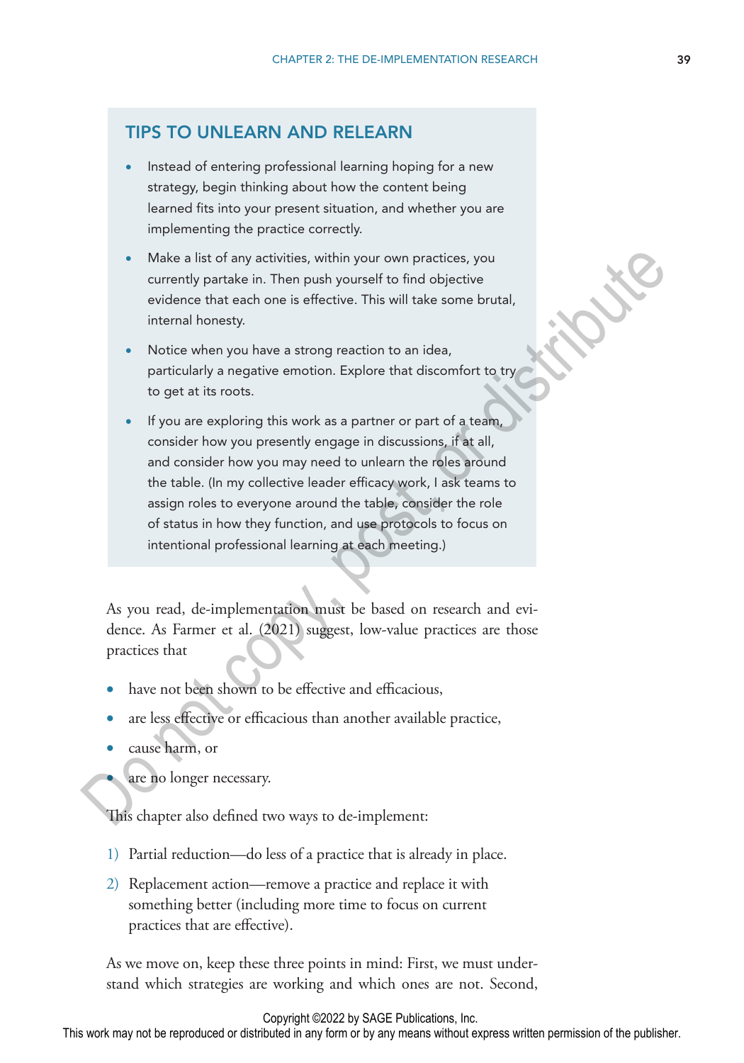## TIPS TO UNLEARN AND RELEARN

- Instead of entering professional learning hoping for a new strategy, begin thinking about how the content being learned fits into your present situation, and whether you are implementing the practice correctly.
- Make a list of any activities, within your own practices, you currently partake in. Then push yourself to find objective evidence that each one is effective. This will take some brutal, internal honesty.
- Notice when you have a strong reaction to an idea, particularly a negative emotion. Explore that discomfort to try to get at its roots.
- If you are exploring this work as a partner or part of a team, consider how you presently engage in discussions, if at all, and consider how you may need to unlearn the roles around the table. (In my collective leader efficacy work, I ask teams to assign roles to everyone around the table, consider the role of status in how they function, and use protocols to focus on intentional professional learning at each meeting.)

As you read, de-implementation must be based on research and evidence. As Farmer et al. (2021) suggest, low-value practices are those practices that

- have not been shown to be effective and efficacious,
- are less effective or efficacious than another available practice,
- cause harm, or
- are no longer necessary.

This chapter also defined two ways to de-implement:

1) Partial reduction—do less of a practice that is already in place.
2) Replacement action—remove a practice and replace it with something better (including more time to focus on current practices that are effective).

As we move on, keep these three points in mind: First, we must understand which strategies are working and which ones are not. Second,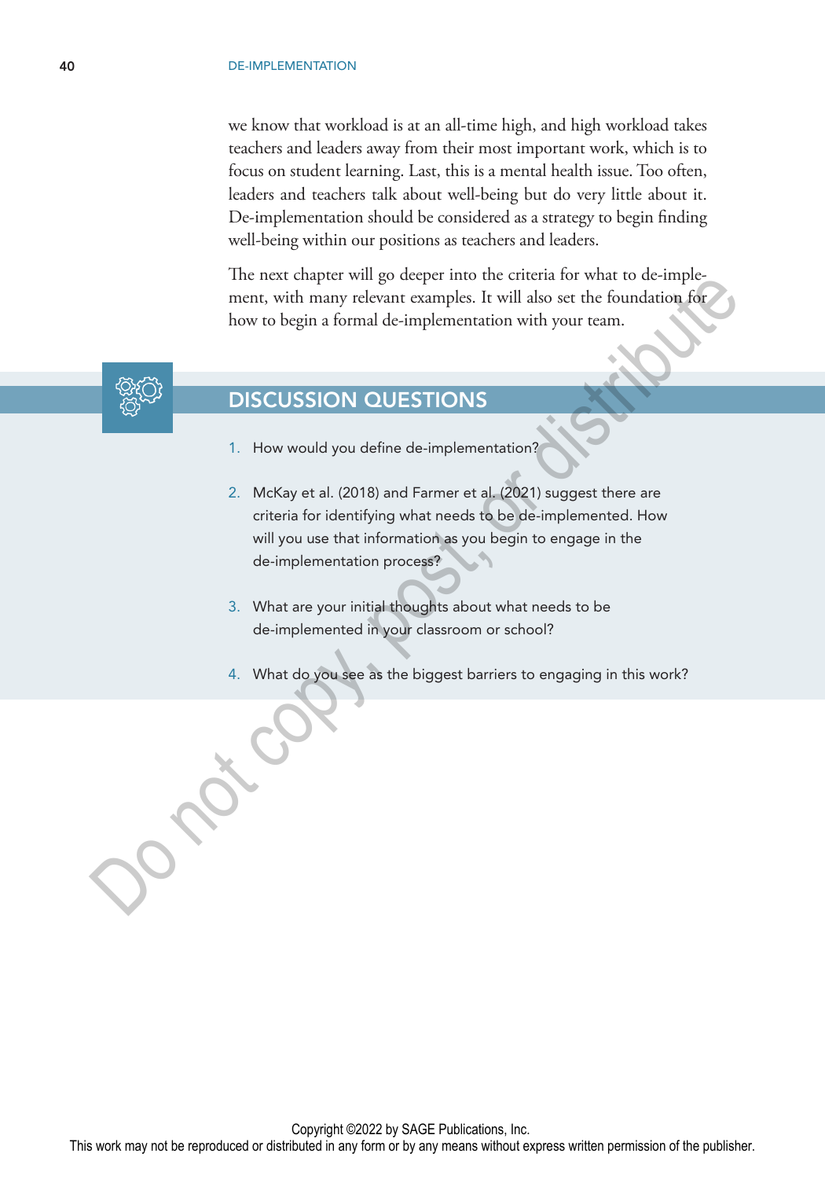we know that workload is at an all-time high, and high workload takes teachers and leaders away from their most important work, which is to focus on student learning. Last, this is a mental health issue. Too often, leaders and teachers talk about well-being but do very little about it. De-implementation should be considered as a strategy to begin finding well-being within our positions as teachers and leaders.

The next chapter will go deeper into the criteria for what to de-implement, with many relevant examples. It will also set the foundation for how to begin a formal de-implementation with your team.

## DISCUSSION QUESTIONS

1. How would you define de-implementation?
2. McKay et al. (2018) and Farmer et al. (2021) suggest there are criteria for identifying what needs to be de-implemented. How will you use that information as you begin to engage in the de-implementation process?
3. What are your initial thoughts about what needs to be de-implemented in your classroom or school?
4. What do you see as the biggest barriers to engaging in this work?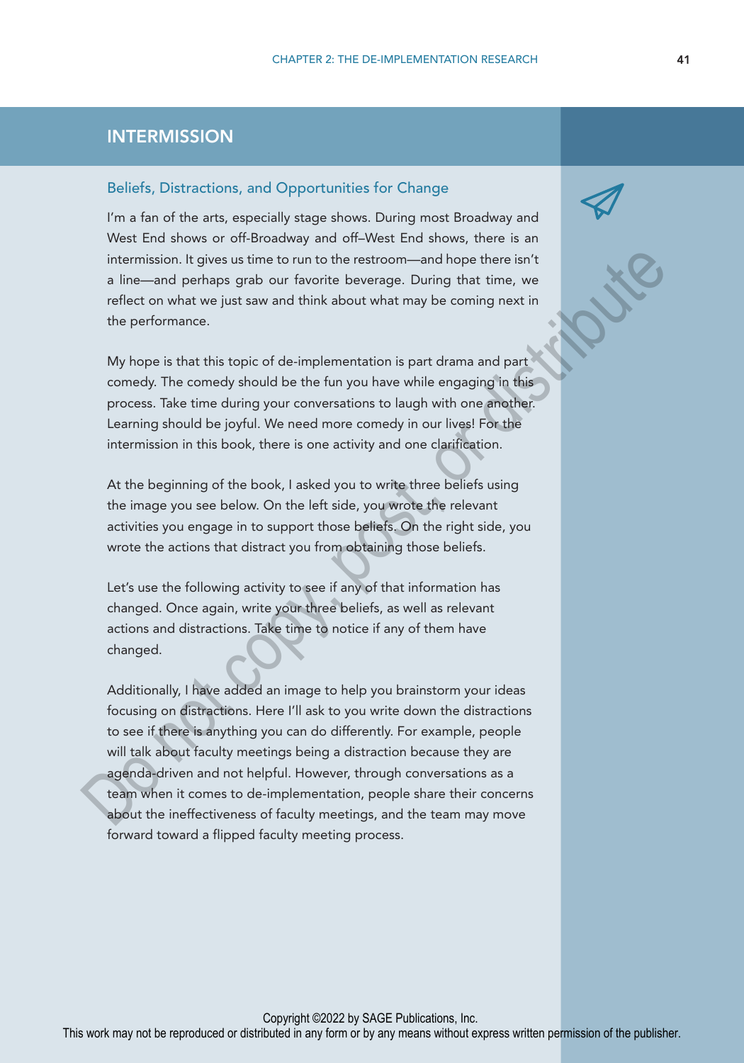## INTERMISSION

### Beliefs, Distractions, and Opportunities for Change

I'm a fan of the arts, especially stage shows. During most Broadway and West End shows or off-Broadway and off–West End shows, there is an intermission. It gives us time to run to the restroom—and hope there isn't a line—and perhaps grab our favorite beverage. During that time, we reflect on what we just saw and think about what may be coming next in the performance.

My hope is that this topic of de-implementation is part drama and part comedy. The comedy should be the fun you have while engaging in this process. Take time during your conversations to laugh with one another. Learning should be joyful. We need more comedy in our lives! For the intermission in this book, there is one activity and one clarification.

At the beginning of the book, I asked you to write three beliefs using the image you see below. On the left side, you wrote the relevant activities you engage in to support those beliefs. On the right side, you wrote the actions that distract you from obtaining those beliefs.

Let's use the following activity to see if any of that information has changed. Once again, write your three beliefs, as well as relevant actions and distractions. Take time to notice if any of them have changed.

Additionally, I have added an image to help you brainstorm your ideas focusing on distractions. Here I'll ask to you write down the distractions to see if there is anything you can do differently. For example, people will talk about faculty meetings being a distraction because they are agenda-driven and not helpful. However, through conversations as a team when it comes to de-implementation, people share their concerns about the ineffectiveness of faculty meetings, and the team may move forward toward a flipped faculty meeting process.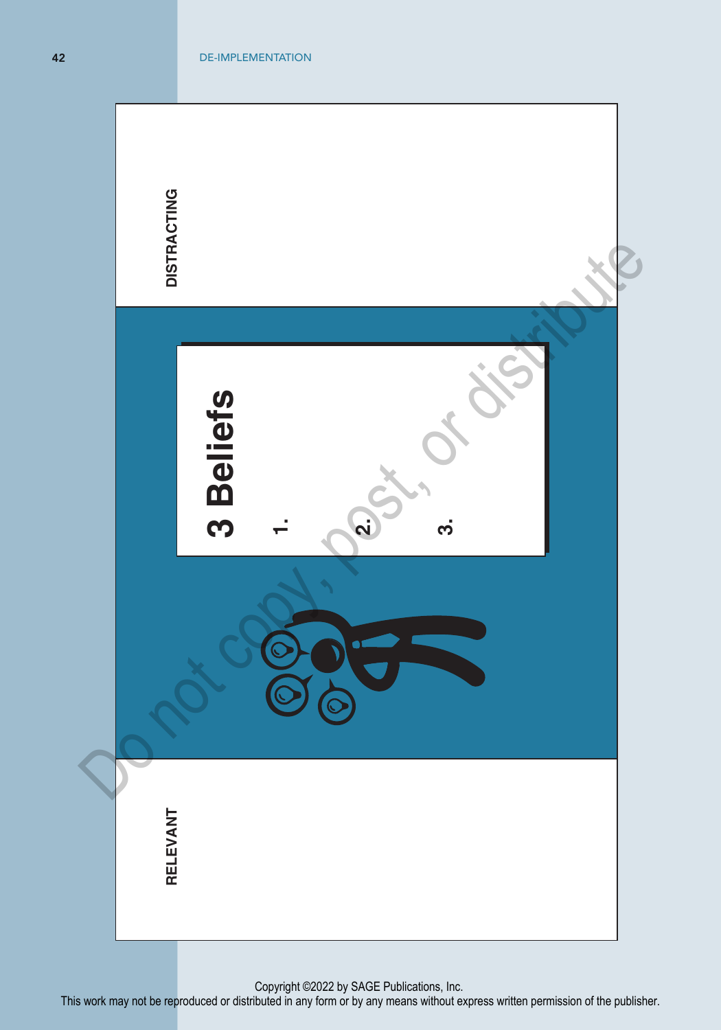DISTRACTING

# 3 Beliefs

1.

2.

3.

RELEVANT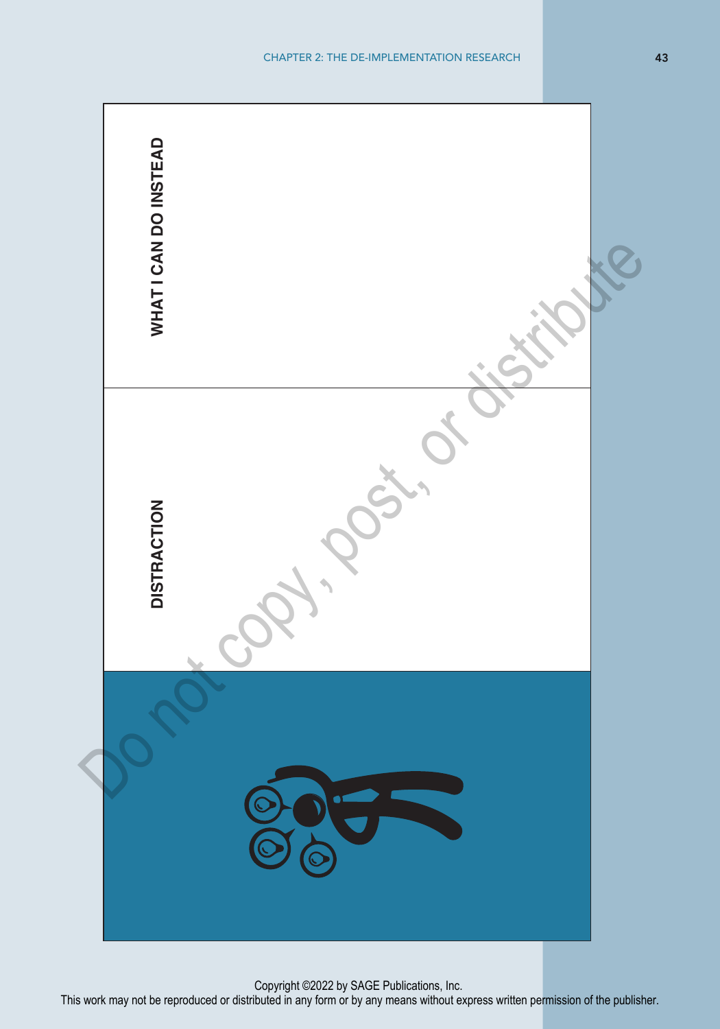| DISTRACTION | WHAT I CAN DO INSTEAD |
| --- | --- |
| | |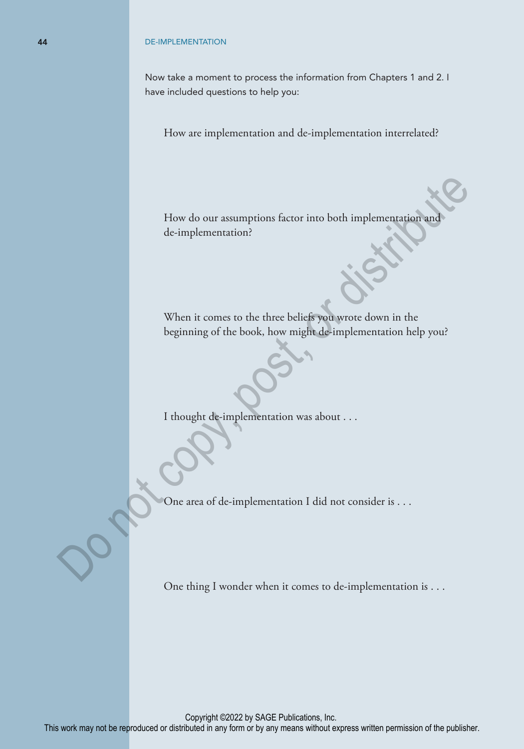Now take a moment to process the information from Chapters 1 and 2. I have included questions to help you:

How are implementation and de-implementation interrelated?

How do our assumptions factor into both implementation and de-implementation?

When it comes to the three beliefs you wrote down in the beginning of the book, how might de-implementation help you?

I thought de-implementation was about . . .

One area of de-implementation I did not consider is . . .

One thing I wonder when it comes to de-implementation is . . .